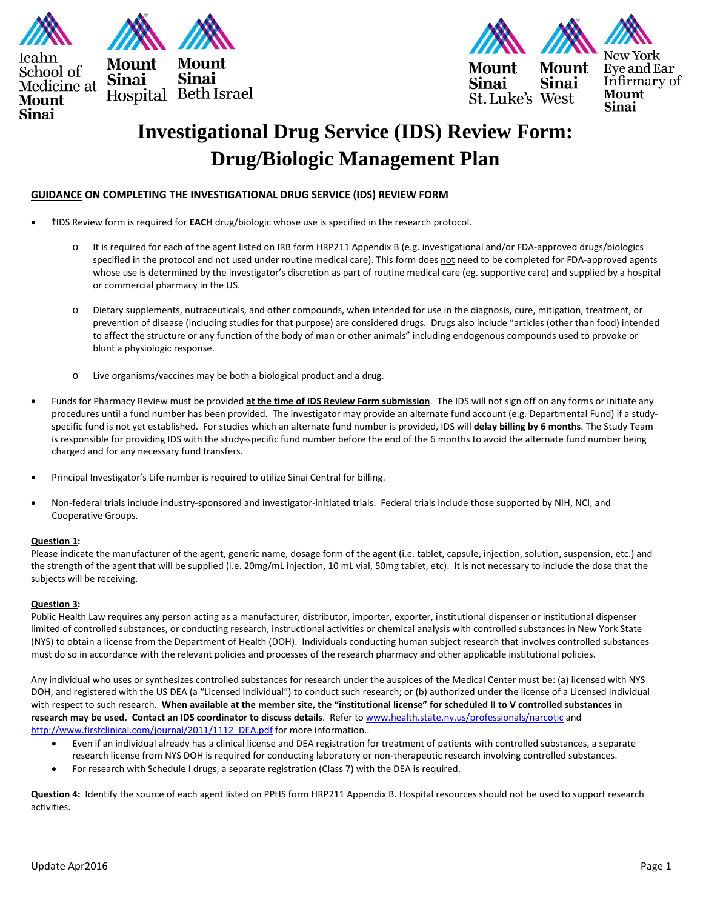Icahn School of Medicine at Mount Sinai · Mount Sinai Hospital · Mount Sinai Beth Israel · Mount Sinai St. Luke's · Mount Sinai West · New York Eye and Ear Infirmary of Mount Sinai

# Investigational Drug Service (IDS) Review Form: Drug/Biologic Management Plan

**GUIDANCE ON COMPLETING THE INVESTIGATIONAL DRUG SERVICE (IDS) REVIEW FORM**

- †IDS Review form is required for **EACH** drug/biologic whose use is specified in the research protocol.
  - It is required for each of the agent listed on IRB form HRP211 Appendix B (e.g. investigational and/or FDA-approved drugs/biologics specified in the protocol and not used under routine medical care). This form does not need to be completed for FDA-approved agents whose use is determined by the investigator's discretion as part of routine medical care (eg. supportive care) and supplied by a hospital or commercial pharmacy in the US.
  - Dietary supplements, nutraceuticals, and other compounds, when intended for use in the diagnosis, cure, mitigation, treatment, or prevention of disease (including studies for that purpose) are considered drugs. Drugs also include "articles (other than food) intended to affect the structure or any function of the body of man or other animals" including endogenous compounds used to provoke or blunt a physiologic response.
  - Live organisms/vaccines may be both a biological product and a drug.
- Funds for Pharmacy Review must be provided **at the time of IDS Review Form submission**. The IDS will not sign off on any forms or initiate any procedures until a fund number has been provided. The investigator may provide an alternate fund account (e.g. Departmental Fund) if a study-specific fund is not yet established. For studies which an alternate fund number is provided, IDS will **delay billing by 6 months**. The Study Team is responsible for providing IDS with the study-specific fund number before the end of the 6 months to avoid the alternate fund number being charged and for any necessary fund transfers.
- Principal Investigator's Life number is required to utilize Sinai Central for billing.
- Non-federal trials include industry-sponsored and investigator-initiated trials. Federal trials include those supported by NIH, NCI, and Cooperative Groups.

**Question 1:**
Please indicate the manufacturer of the agent, generic name, dosage form of the agent (i.e. tablet, capsule, injection, solution, suspension, etc.) and the strength of the agent that will be supplied (i.e. 20mg/mL injection, 10 mL vial, 50mg tablet, etc). It is not necessary to include the dose that the subjects will be receiving.

**Question 3:**
Public Health Law requires any person acting as a manufacturer, distributor, importer, exporter, institutional dispenser or institutional dispenser limited of controlled substances, or conducting research, instructional activities or chemical analysis with controlled substances in New York State (NYS) to obtain a license from the Department of Health (DOH). Individuals conducting human subject research that involves controlled substances must do so in accordance with the relevant policies and processes of the research pharmacy and other applicable institutional policies.

Any individual who uses or synthesizes controlled substances for research under the auspices of the Medical Center must be: (a) licensed with NYS DOH, and registered with the US DEA (a "Licensed Individual") to conduct such research; or (b) authorized under the license of a Licensed Individual with respect to such research. **When available at the member site, the "institutional license" for scheduled II to V controlled substances in research may be used. Contact an IDS coordinator to discuss details**. Refer to www.health.state.ny.us/professionals/narcotic and http://www.firstclinical.com/journal/2011/1112_DEA.pdf for more information..

- Even if an individual already has a clinical license and DEA registration for treatment of patients with controlled substances, a separate research license from NYS DOH is required for conducting laboratory or non-therapeutic research involving controlled substances.
- For research with Schedule I drugs, a separate registration (Class 7) with the DEA is required.

**Question 4:** Identify the source of each agent listed on PPHS form HRP211 Appendix B. Hospital resources should not be used to support research activities.

Update Apr2016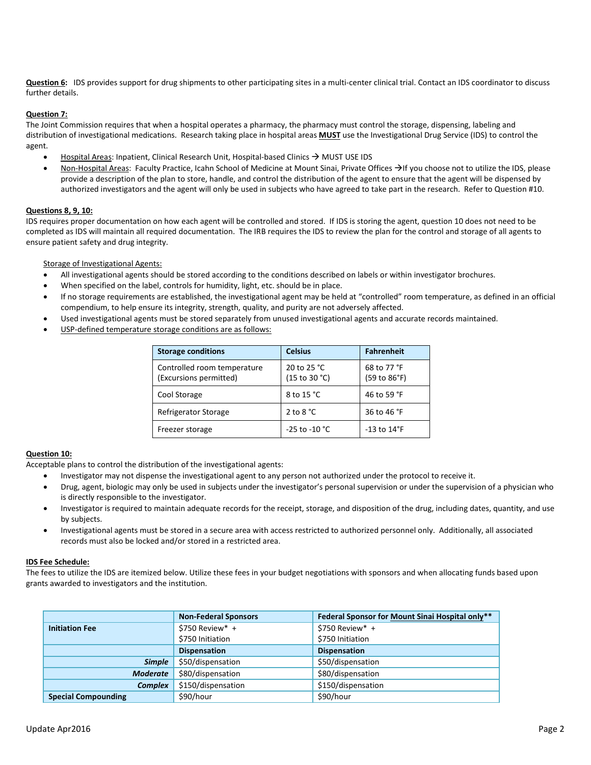**Question 6:** IDS provides support for drug shipments to other participating sites in a multi-center clinical trial. Contact an IDS coordinator to discuss further details.

**Question 7:**

The Joint Commission requires that when a hospital operates a pharmacy, the pharmacy must control the storage, dispensing, labeling and distribution of investigational medications. Research taking place in hospital areas **MUST** use the Investigational Drug Service (IDS) to control the agent.

- Hospital Areas: Inpatient, Clinical Research Unit, Hospital-based Clinics → MUST USE IDS
- Non-Hospital Areas: Faculty Practice, Icahn School of Medicine at Mount Sinai, Private Offices →If you choose not to utilize the IDS, please provide a description of the plan to store, handle, and control the distribution of the agent to ensure that the agent will be dispensed by authorized investigators and the agent will only be used in subjects who have agreed to take part in the research. Refer to Question #10.

**Questions 8, 9, 10:**

IDS requires proper documentation on how each agent will be controlled and stored. If IDS is storing the agent, question 10 does not need to be completed as IDS will maintain all required documentation. The IRB requires the IDS to review the plan for the control and storage of all agents to ensure patient safety and drug integrity.

Storage of Investigational Agents:

- All investigational agents should be stored according to the conditions described on labels or within investigator brochures.
- When specified on the label, controls for humidity, light, etc. should be in place.
- If no storage requirements are established, the investigational agent may be held at "controlled" room temperature, as defined in an official compendium, to help ensure its integrity, strength, quality, and purity are not adversely affected.
- Used investigational agents must be stored separately from unused investigational agents and accurate records maintained.
- USP-defined temperature storage conditions are as follows:

| Storage conditions | Celsius | Fahrenheit |
|---|---|---|
| Controlled room temperature (Excursions permitted) | 20 to 25 °C (15 to 30 °C) | 68 to 77 °F (59 to 86°F) |
| Cool Storage | 8 to 15 °C | 46 to 59 °F |
| Refrigerator Storage | 2 to 8 °C | 36 to 46 °F |
| Freezer storage | -25 to -10 °C | -13 to 14°F |

**Question 10:**

Acceptable plans to control the distribution of the investigational agents:

- Investigator may not dispense the investigational agent to any person not authorized under the protocol to receive it.
- Drug, agent, biologic may only be used in subjects under the investigator's personal supervision or under the supervision of a physician who is directly responsible to the investigator.
- Investigator is required to maintain adequate records for the receipt, storage, and disposition of the drug, including dates, quantity, and use by subjects.
- Investigational agents must be stored in a secure area with access restricted to authorized personnel only. Additionally, all associated records must also be locked and/or stored in a restricted area.

**IDS Fee Schedule:**

The fees to utilize the IDS are itemized below. Utilize these fees in your budget negotiations with sponsors and when allocating funds based upon grants awarded to investigators and the institution.

| | Non-Federal Sponsors | Federal Sponsor for Mount Sinai Hospital only** |
|---|---|---|
| **Initiation Fee** | $750 Review* + $750 Initiation | $750 Review* + $750 Initiation |
| | **Dispensation** | **Dispensation** |
| ***Simple*** | $50/dispensation | $50/dispensation |
| ***Moderate*** | $80/dispensation | $80/dispensation |
| ***Complex*** | $150/dispensation | $150/dispensation |
| **Special Compounding** | $90/hour | $90/hour |

Update Apr2016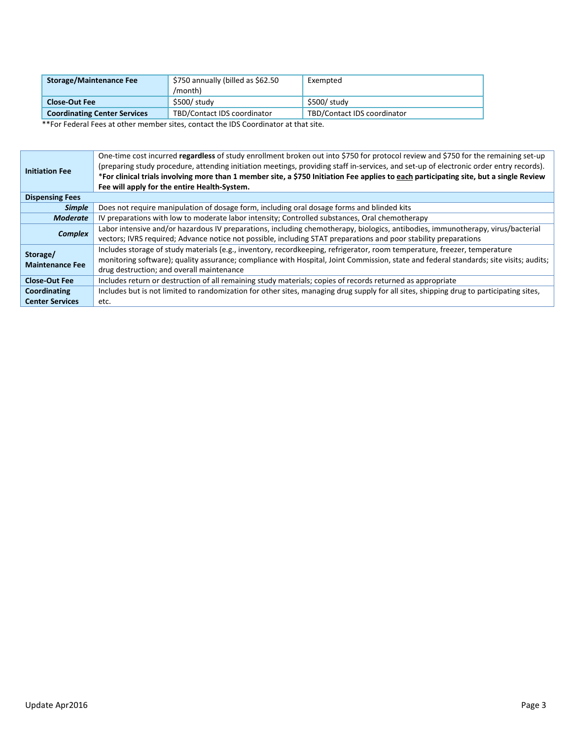| | | |
|---|---|---|
| **Storage/Maintenance Fee** | $750 annually (billed as $62.50 /month) | Exempted |
| **Close-Out Fee** | $500/ study | $500/ study |
| **Coordinating Center Services** | TBD/Contact IDS coordinator | TBD/Contact IDS coordinator |

**For Federal Fees at other member sites, contact the IDS Coordinator at that site.

| | |
|---|---|
| **Initiation Fee** | One-time cost incurred **regardless** of study enrollment broken out into $750 for protocol review and $750 for the remaining set-up (preparing study procedure, attending initiation meetings, providing staff in-services, and set-up of electronic order entry records). ***For clinical trials involving more than 1 member site, a $750 Initiation Fee applies to <u>each</u> participating site, but a single Review Fee will apply for the entire Health-System.** |
| **Dispensing Fees** | |
| ***Simple*** | Does not require manipulation of dosage form, including oral dosage forms and blinded kits |
| ***Moderate*** | IV preparations with low to moderate labor intensity; Controlled substances, Oral chemotherapy |
| ***Complex*** | Labor intensive and/or hazardous IV preparations, including chemotherapy, biologics, antibodies, immunotherapy, virus/bacterial vectors; IVRS required; Advance notice not possible, including STAT preparations and poor stability preparations |
| **Storage/ Maintenance Fee** | Includes storage of study materials (e.g., inventory, recordkeeping, refrigerator, room temperature, freezer, temperature monitoring software); quality assurance; compliance with Hospital, Joint Commission, state and federal standards; site visits; audits; drug destruction; and overall maintenance |
| **Close-Out Fee** | Includes return or destruction of all remaining study materials; copies of records returned as appropriate |
| **Coordinating Center Services** | Includes but is not limited to randomization for other sites, managing drug supply for all sites, shipping drug to participating sites, etc. |

Update Apr2016